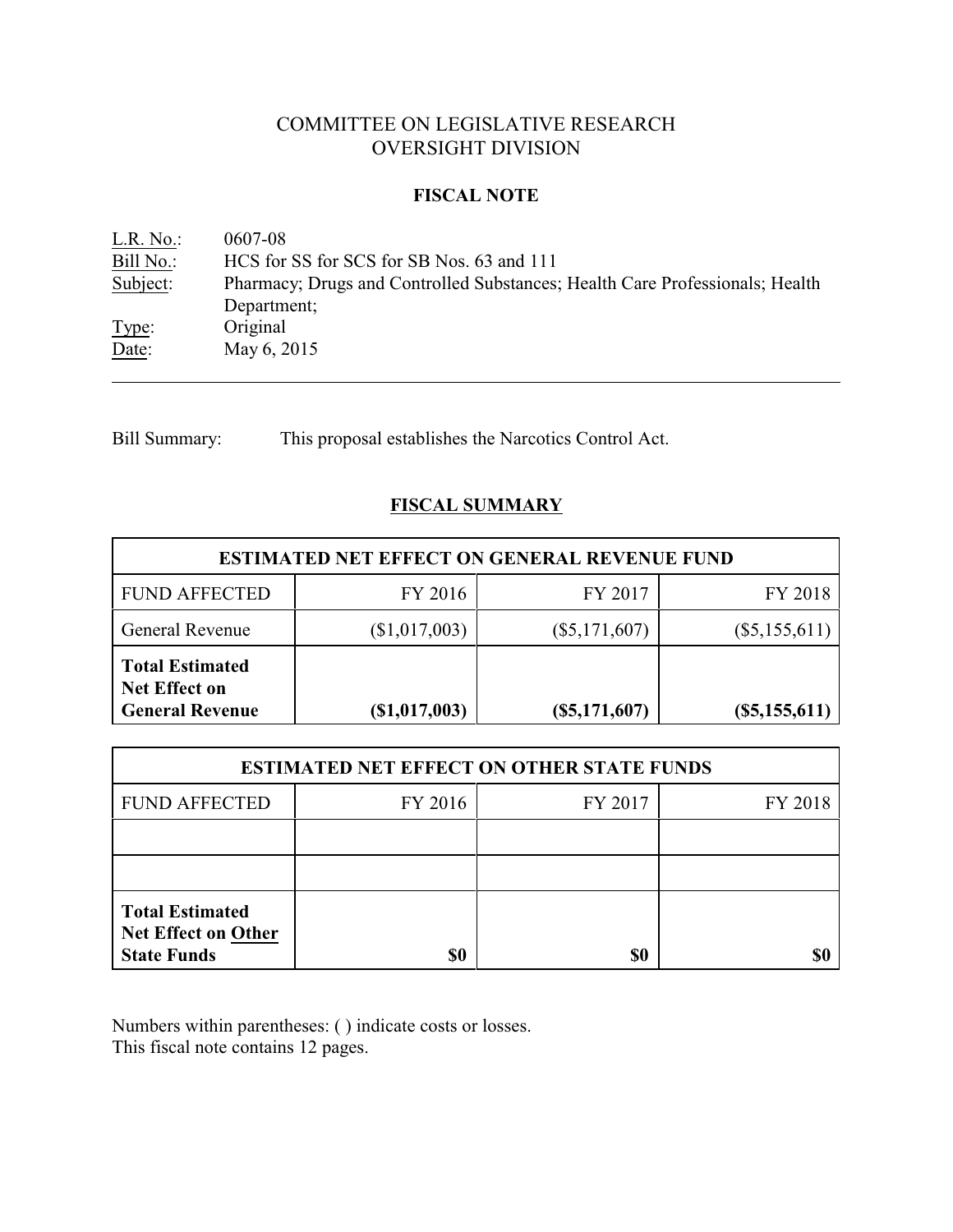# COMMITTEE ON LEGISLATIVE RESEARCH
# OVERSIGHT DIVISION

## FISCAL NOTE

| | |
|---|---|
| L.R. No.: | 0607-08 |
| Bill No.: | HCS for SS for SCS for SB Nos. 63 and 111 |
| Subject: | Pharmacy; Drugs and Controlled Substances; Health Care Professionals; Health Department; |
| Type: | Original |
| Date: | May 6, 2015 |

Bill Summary: This proposal establishes the Narcotics Control Act.

## FISCAL SUMMARY

| ESTIMATED NET EFFECT ON GENERAL REVENUE FUND | | | |
|---|---|---|---|
| FUND AFFECTED | FY 2016 | FY 2017 | FY 2018 |
| General Revenue | ($1,017,003) | ($5,171,607) | ($5,155,611) |
| **Total Estimated Net Effect on General Revenue** | **($1,017,003)** | **($5,171,607)** | **($5,155,611)** |

| ESTIMATED NET EFFECT ON OTHER STATE FUNDS | | | |
|---|---|---|---|
| FUND AFFECTED | FY 2016 | FY 2017 | FY 2018 |
| | | | |
| | | | |
| **Total Estimated Net Effect on Other State Funds** | **$0** | **$0** | **$0** |

Numbers within parentheses: ( ) indicate costs or losses.
This fiscal note contains 12 pages.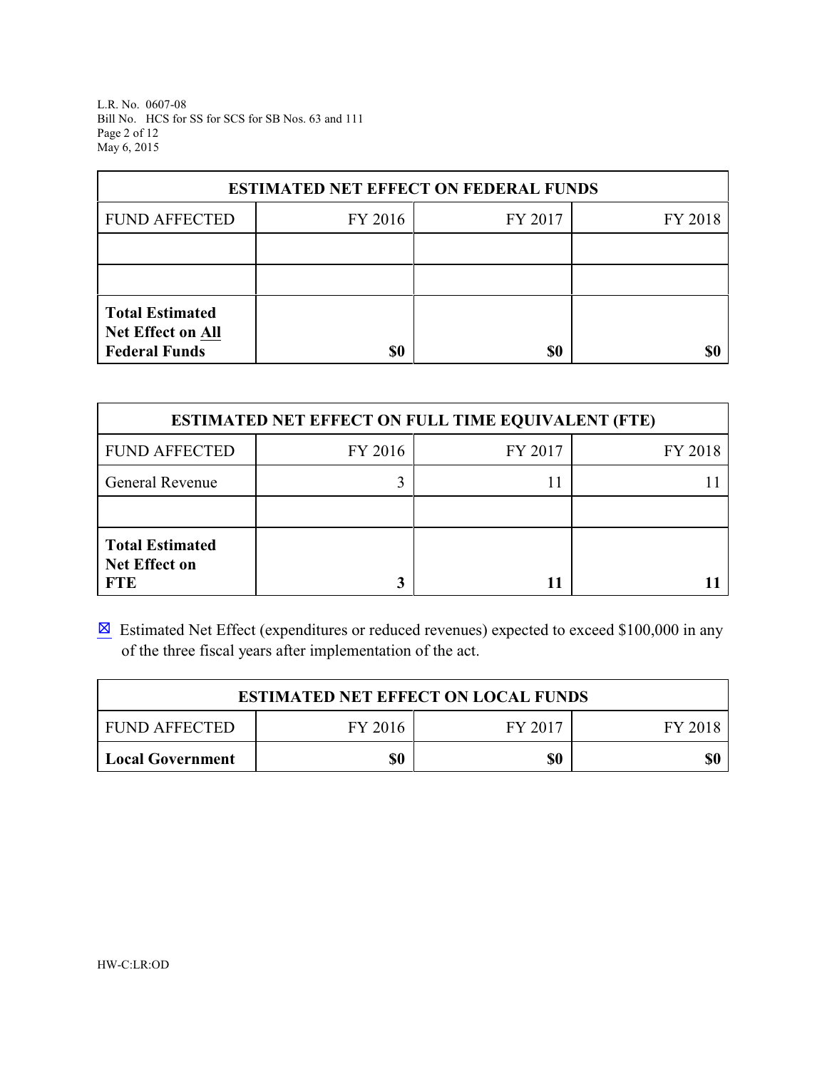| ESTIMATED NET EFFECT ON FEDERAL FUNDS | | | |
|---|---|---|---|
| FUND AFFECTED | FY 2016 | FY 2017 | FY 2018 |
| | | | |
| | | | |
| **Total Estimated Net Effect on All Federal Funds** | **$0** | **$0** | **$0** |

| ESTIMATED NET EFFECT ON FULL TIME EQUIVALENT (FTE) | | | |
|---|---|---|---|
| FUND AFFECTED | FY 2016 | FY 2017 | FY 2018 |
| General Revenue | 3 | 11 | 11 |
| | | | |
| **Total Estimated Net Effect on FTE** | **3** | **11** | **11** |

☒ Estimated Net Effect (expenditures or reduced revenues) expected to exceed $100,000 in any of the three fiscal years after implementation of the act.

| ESTIMATED NET EFFECT ON LOCAL FUNDS | | | |
|---|---|---|---|
| FUND AFFECTED | FY 2016 | FY 2017 | FY 2018 |
| **Local Government** | **$0** | **$0** | **$0** |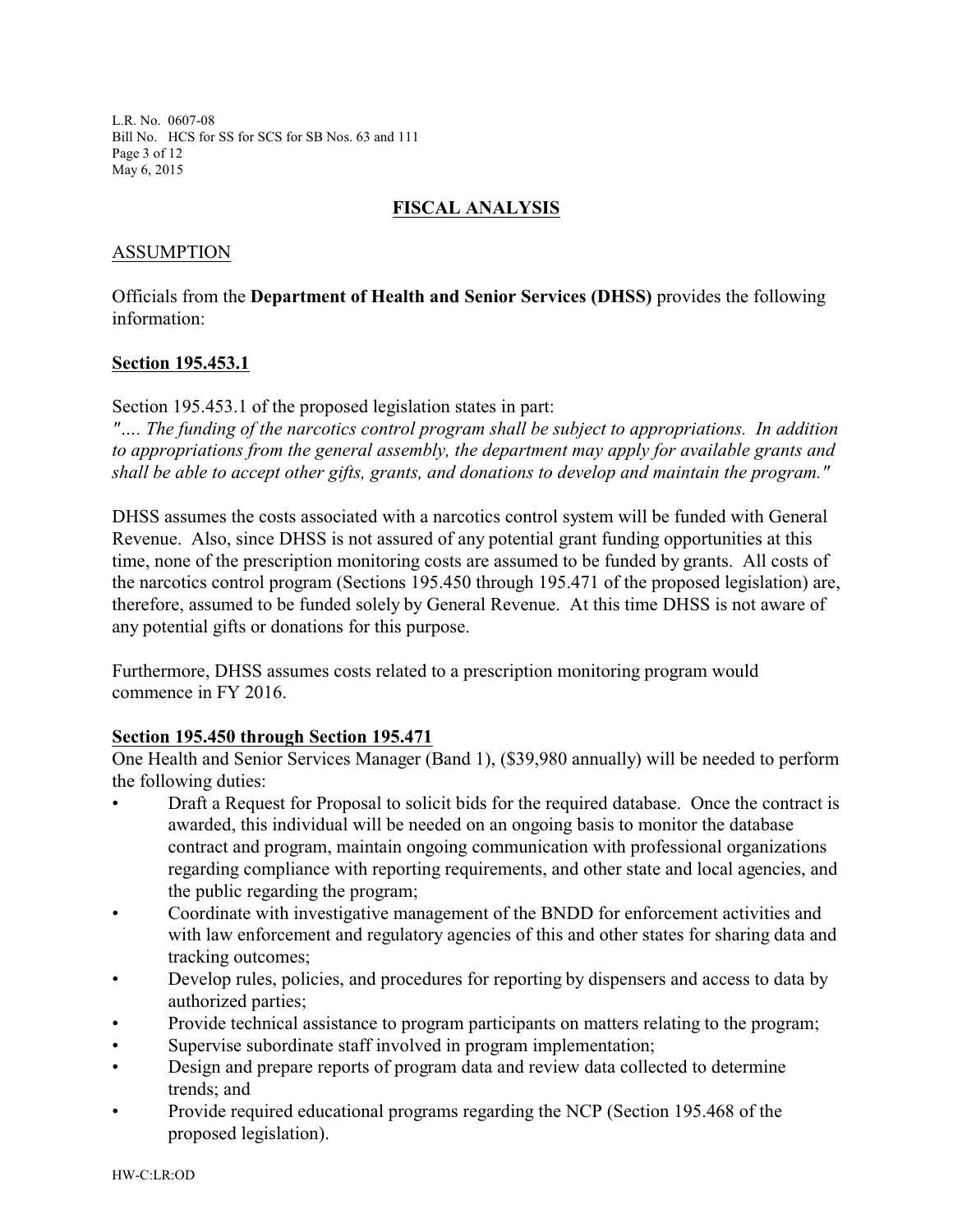## FISCAL ANALYSIS

### ASSUMPTION

Officials from the **Department of Health and Senior Services (DHSS)** provides the following information:

**Section 195.453.1**

Section 195.453.1 of the proposed legislation states in part:
*".... The funding of the narcotics control program shall be subject to appropriations. In addition to appropriations from the general assembly, the department may apply for available grants and shall be able to accept other gifts, grants, and donations to develop and maintain the program."*

DHSS assumes the costs associated with a narcotics control system will be funded with General Revenue. Also, since DHSS is not assured of any potential grant funding opportunities at this time, none of the prescription monitoring costs are assumed to be funded by grants. All costs of the narcotics control program (Sections 195.450 through 195.471 of the proposed legislation) are, therefore, assumed to be funded solely by General Revenue. At this time DHSS is not aware of any potential gifts or donations for this purpose.

Furthermore, DHSS assumes costs related to a prescription monitoring program would commence in FY 2016.

**Section 195.450 through Section 195.471**

One Health and Senior Services Manager (Band 1), ($39,980 annually) will be needed to perform the following duties:

- Draft a Request for Proposal to solicit bids for the required database. Once the contract is awarded, this individual will be needed on an ongoing basis to monitor the database contract and program, maintain ongoing communication with professional organizations regarding compliance with reporting requirements, and other state and local agencies, and the public regarding the program;
- Coordinate with investigative management of the BNDD for enforcement activities and with law enforcement and regulatory agencies of this and other states for sharing data and tracking outcomes;
- Develop rules, policies, and procedures for reporting by dispensers and access to data by authorized parties;
- Provide technical assistance to program participants on matters relating to the program;
- Supervise subordinate staff involved in program implementation;
- Design and prepare reports of program data and review data collected to determine trends; and
- Provide required educational programs regarding the NCP (Section 195.468 of the proposed legislation).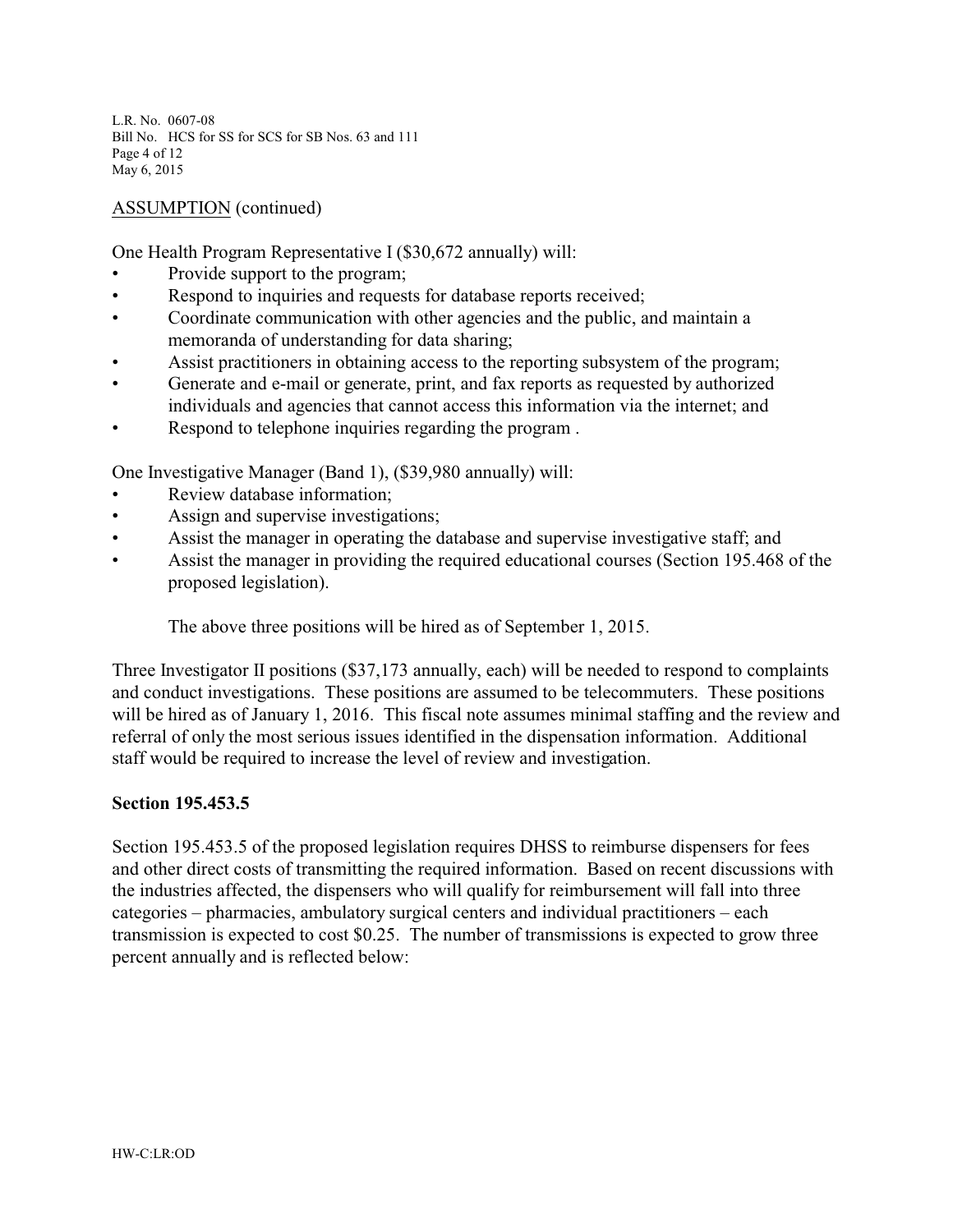ASSUMPTION (continued)

One Health Program Representative I ($30,672 annually) will:

- Provide support to the program;
- Respond to inquiries and requests for database reports received;
- Coordinate communication with other agencies and the public, and maintain a memoranda of understanding for data sharing;
- Assist practitioners in obtaining access to the reporting subsystem of the program;
- Generate and e-mail or generate, print, and fax reports as requested by authorized individuals and agencies that cannot access this information via the internet; and
- Respond to telephone inquiries regarding the program .

One Investigative Manager (Band 1), ($39,980 annually) will:

- Review database information;
- Assign and supervise investigations;
- Assist the manager in operating the database and supervise investigative staff; and
- Assist the manager in providing the required educational courses (Section 195.468 of the proposed legislation).

The above three positions will be hired as of September 1, 2015.

Three Investigator II positions ($37,173 annually, each) will be needed to respond to complaints and conduct investigations. These positions are assumed to be telecommuters. These positions will be hired as of January 1, 2016. This fiscal note assumes minimal staffing and the review and referral of only the most serious issues identified in the dispensation information. Additional staff would be required to increase the level of review and investigation.

**Section 195.453.5**

Section 195.453.5 of the proposed legislation requires DHSS to reimburse dispensers for fees and other direct costs of transmitting the required information. Based on recent discussions with the industries affected, the dispensers who will qualify for reimbursement will fall into three categories – pharmacies, ambulatory surgical centers and individual practitioners – each transmission is expected to cost $0.25. The number of transmissions is expected to grow three percent annually and is reflected below: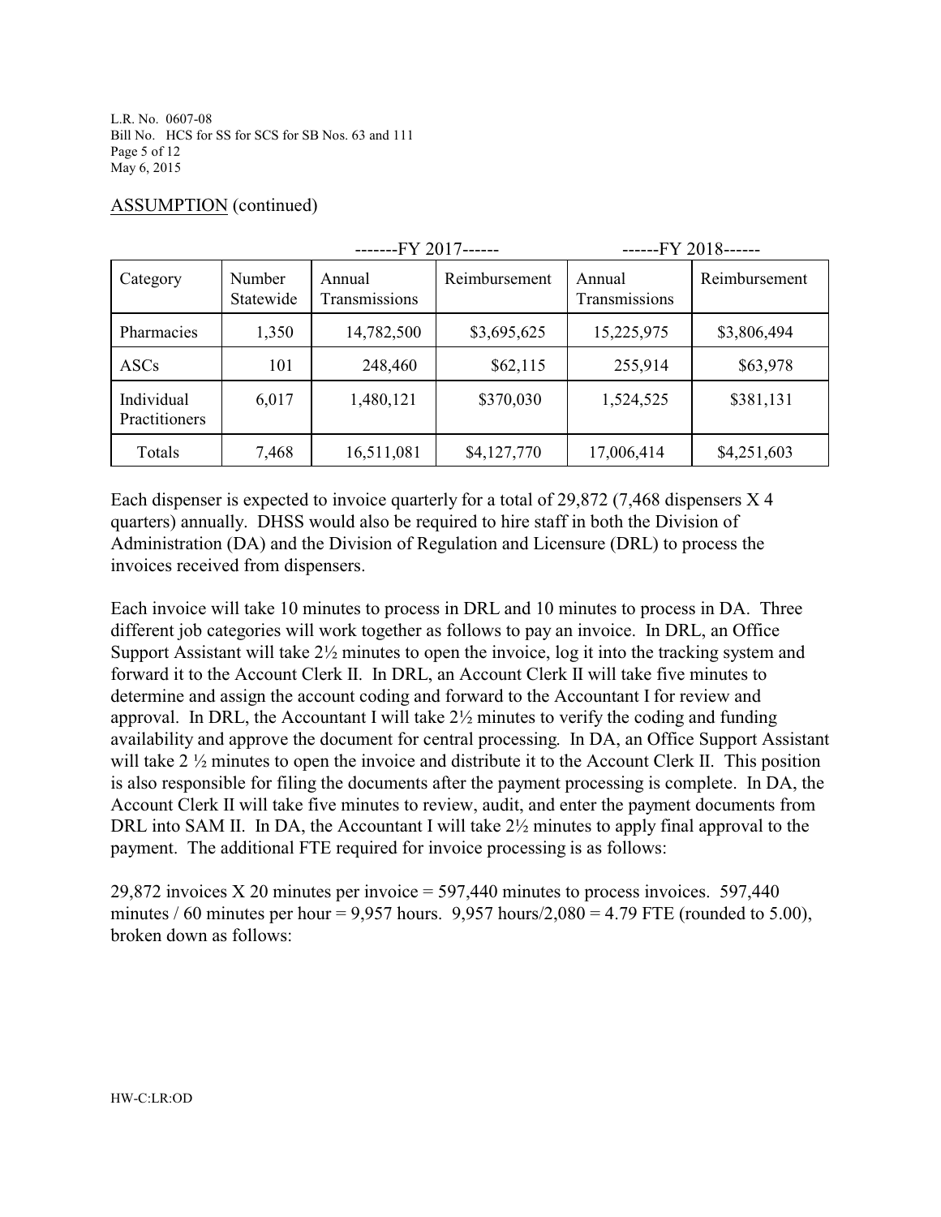ASSUMPTION (continued)

| Category | Number Statewide | -------FY 2017------ Annual Transmissions | Reimbursement | ------FY 2018------ Annual Transmissions | Reimbursement |
|---|---|---|---|---|---|
| Pharmacies | 1,350 | 14,782,500 | $3,695,625 | 15,225,975 | $3,806,494 |
| ASCs | 101 | 248,460 | $62,115 | 255,914 | $63,978 |
| Individual Practitioners | 6,017 | 1,480,121 | $370,030 | 1,524,525 | $381,131 |
| Totals | 7,468 | 16,511,081 | $4,127,770 | 17,006,414 | $4,251,603 |

Each dispenser is expected to invoice quarterly for a total of 29,872 (7,468 dispensers X 4 quarters) annually. DHSS would also be required to hire staff in both the Division of Administration (DA) and the Division of Regulation and Licensure (DRL) to process the invoices received from dispensers.

Each invoice will take 10 minutes to process in DRL and 10 minutes to process in DA. Three different job categories will work together as follows to pay an invoice. In DRL, an Office Support Assistant will take 2½ minutes to open the invoice, log it into the tracking system and forward it to the Account Clerk II. In DRL, an Account Clerk II will take five minutes to determine and assign the account coding and forward to the Accountant I for review and approval. In DRL, the Accountant I will take 2½ minutes to verify the coding and funding availability and approve the document for central processing. In DA, an Office Support Assistant will take 2 ½ minutes to open the invoice and distribute it to the Account Clerk II. This position is also responsible for filing the documents after the payment processing is complete. In DA, the Account Clerk II will take five minutes to review, audit, and enter the payment documents from DRL into SAM II. In DA, the Accountant I will take 2½ minutes to apply final approval to the payment. The additional FTE required for invoice processing is as follows:

29,872 invoices X 20 minutes per invoice = 597,440 minutes to process invoices. 597,440 minutes / 60 minutes per hour = 9,957 hours. 9,957 hours/2,080 = 4.79 FTE (rounded to 5.00), broken down as follows: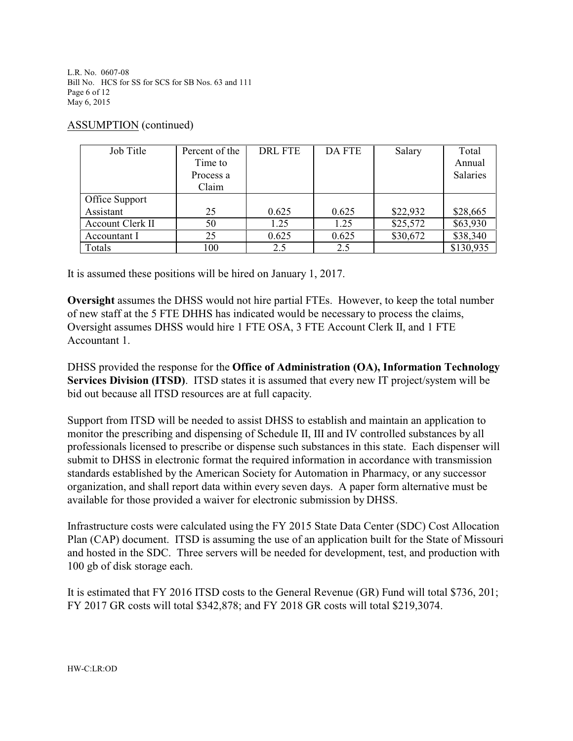ASSUMPTION (continued)

| Job Title | Percent of the Time to Process a Claim | DRL FTE | DA FTE | Salary | Total Annual Salaries |
|---|---|---|---|---|---|
| Office Support Assistant | 25 | 0.625 | 0.625 | $22,932 | $28,665 |
| Account Clerk II | 50 | 1.25 | 1.25 | $25,572 | $63,930 |
| Accountant I | 25 | 0.625 | 0.625 | $30,672 | $38,340 |
| Totals | 100 | 2.5 | 2.5 | | $130,935 |

It is assumed these positions will be hired on January 1, 2017.

**Oversight** assumes the DHSS would not hire partial FTEs. However, to keep the total number of new staff at the 5 FTE DHHS has indicated would be necessary to process the claims, Oversight assumes DHSS would hire 1 FTE OSA, 3 FTE Account Clerk II, and 1 FTE Accountant 1.

DHSS provided the response for the **Office of Administration (OA), Information Technology Services Division (ITSD)**. ITSD states it is assumed that every new IT project/system will be bid out because all ITSD resources are at full capacity.

Support from ITSD will be needed to assist DHSS to establish and maintain an application to monitor the prescribing and dispensing of Schedule II, III and IV controlled substances by all professionals licensed to prescribe or dispense such substances in this state. Each dispenser will submit to DHSS in electronic format the required information in accordance with transmission standards established by the American Society for Automation in Pharmacy, or any successor organization, and shall report data within every seven days. A paper form alternative must be available for those provided a waiver for electronic submission by DHSS.

Infrastructure costs were calculated using the FY 2015 State Data Center (SDC) Cost Allocation Plan (CAP) document. ITSD is assuming the use of an application built for the State of Missouri and hosted in the SDC. Three servers will be needed for development, test, and production with 100 gb of disk storage each.

It is estimated that FY 2016 ITSD costs to the General Revenue (GR) Fund will total $736, 201; FY 2017 GR costs will total $342,878; and FY 2018 GR costs will total $219,3074.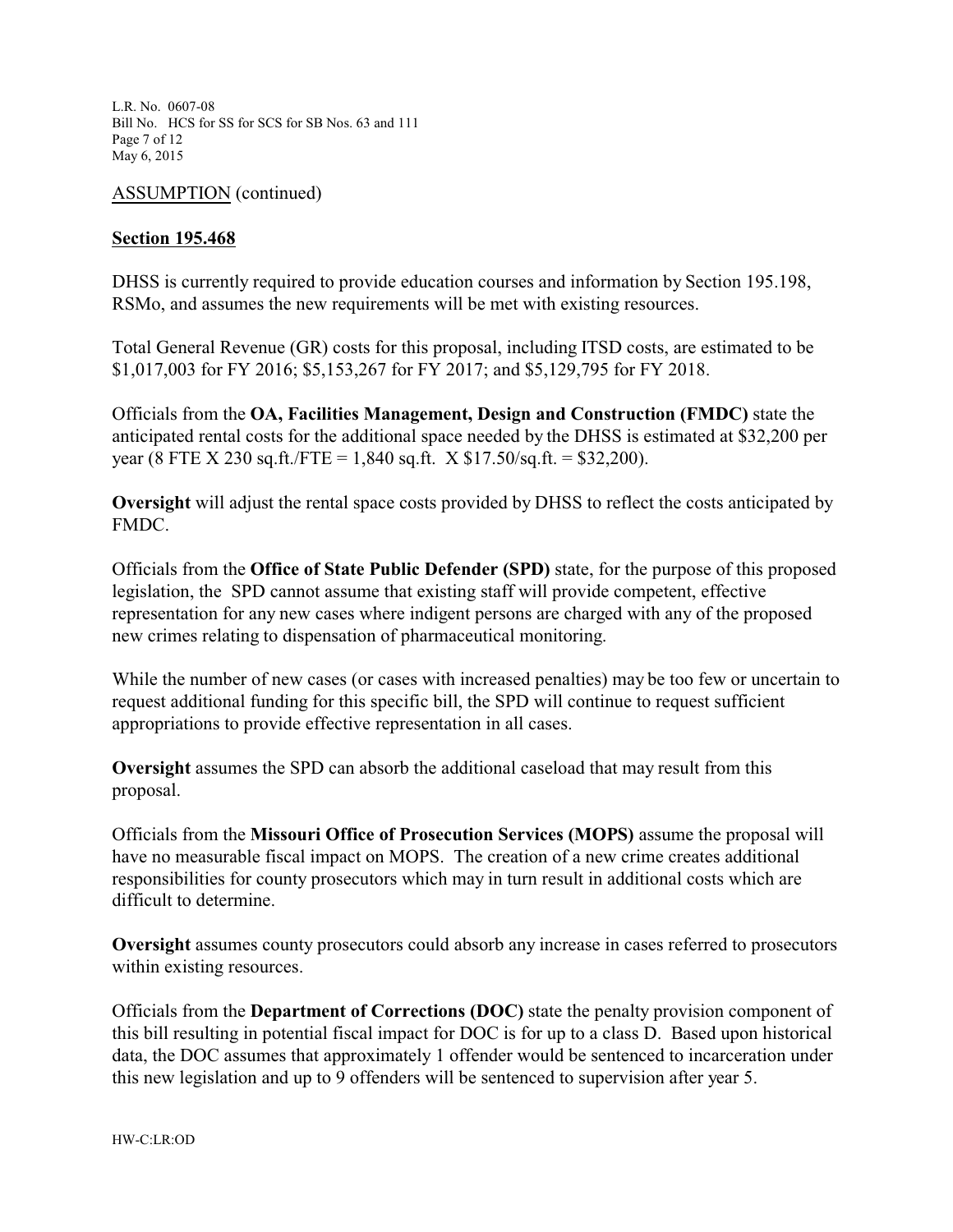ASSUMPTION (continued)

**Section 195.468**

DHSS is currently required to provide education courses and information by Section 195.198, RSMo, and assumes the new requirements will be met with existing resources.

Total General Revenue (GR) costs for this proposal, including ITSD costs, are estimated to be $1,017,003 for FY 2016; $5,153,267 for FY 2017; and $5,129,795 for FY 2018.

Officials from the **OA, Facilities Management, Design and Construction (FMDC)** state the anticipated rental costs for the additional space needed by the DHSS is estimated at $32,200 per year (8 FTE X 230 sq.ft./FTE = 1,840 sq.ft. X $17.50/sq.ft. = $32,200).

**Oversight** will adjust the rental space costs provided by DHSS to reflect the costs anticipated by FMDC.

Officials from the **Office of State Public Defender (SPD)** state, for the purpose of this proposed legislation, the SPD cannot assume that existing staff will provide competent, effective representation for any new cases where indigent persons are charged with any of the proposed new crimes relating to dispensation of pharmaceutical monitoring.

While the number of new cases (or cases with increased penalties) may be too few or uncertain to request additional funding for this specific bill, the SPD will continue to request sufficient appropriations to provide effective representation in all cases.

**Oversight** assumes the SPD can absorb the additional caseload that may result from this proposal.

Officials from the **Missouri Office of Prosecution Services (MOPS)** assume the proposal will have no measurable fiscal impact on MOPS. The creation of a new crime creates additional responsibilities for county prosecutors which may in turn result in additional costs which are difficult to determine.

**Oversight** assumes county prosecutors could absorb any increase in cases referred to prosecutors within existing resources.

Officials from the **Department of Corrections (DOC)** state the penalty provision component of this bill resulting in potential fiscal impact for DOC is for up to a class D. Based upon historical data, the DOC assumes that approximately 1 offender would be sentenced to incarceration under this new legislation and up to 9 offenders will be sentenced to supervision after year 5.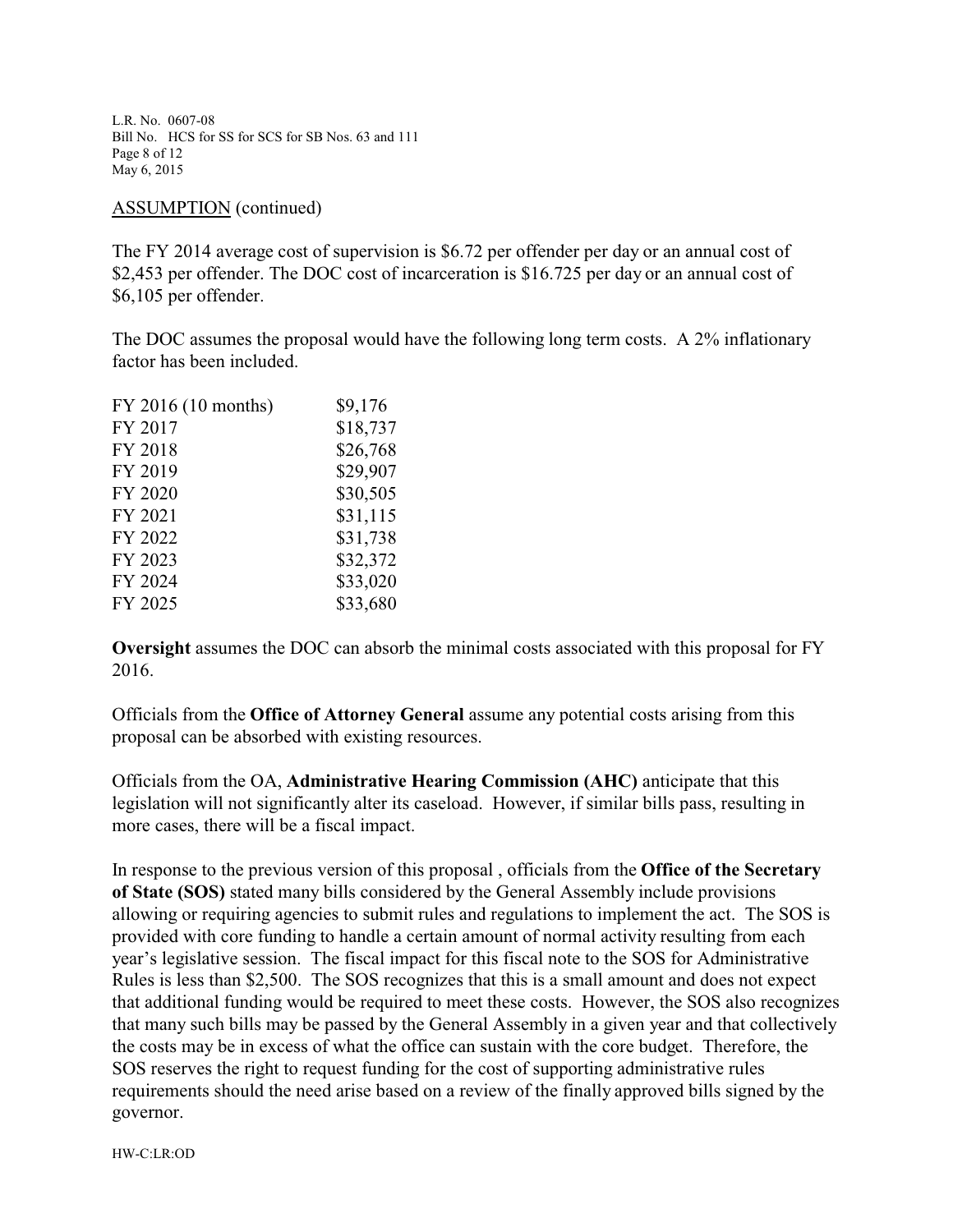ASSUMPTION (continued)

The FY 2014 average cost of supervision is $6.72 per offender per day or an annual cost of $2,453 per offender. The DOC cost of incarceration is $16.725 per day or an annual cost of $6,105 per offender.

The DOC assumes the proposal would have the following long term costs. A 2% inflationary factor has been included.

| | |
|---|---|
| FY 2016 (10 months) | $9,176 |
| FY 2017 | $18,737 |
| FY 2018 | $26,768 |
| FY 2019 | $29,907 |
| FY 2020 | $30,505 |
| FY 2021 | $31,115 |
| FY 2022 | $31,738 |
| FY 2023 | $32,372 |
| FY 2024 | $33,020 |
| FY 2025 | $33,680 |

**Oversight** assumes the DOC can absorb the minimal costs associated with this proposal for FY 2016.

Officials from the **Office of Attorney General** assume any potential costs arising from this proposal can be absorbed with existing resources.

Officials from the OA, **Administrative Hearing Commission (AHC)** anticipate that this legislation will not significantly alter its caseload. However, if similar bills pass, resulting in more cases, there will be a fiscal impact.

In response to the previous version of this proposal , officials from the **Office of the Secretary of State (SOS)** stated many bills considered by the General Assembly include provisions allowing or requiring agencies to submit rules and regulations to implement the act. The SOS is provided with core funding to handle a certain amount of normal activity resulting from each year's legislative session. The fiscal impact for this fiscal note to the SOS for Administrative Rules is less than $2,500. The SOS recognizes that this is a small amount and does not expect that additional funding would be required to meet these costs. However, the SOS also recognizes that many such bills may be passed by the General Assembly in a given year and that collectively the costs may be in excess of what the office can sustain with the core budget. Therefore, the SOS reserves the right to request funding for the cost of supporting administrative rules requirements should the need arise based on a review of the finally approved bills signed by the governor.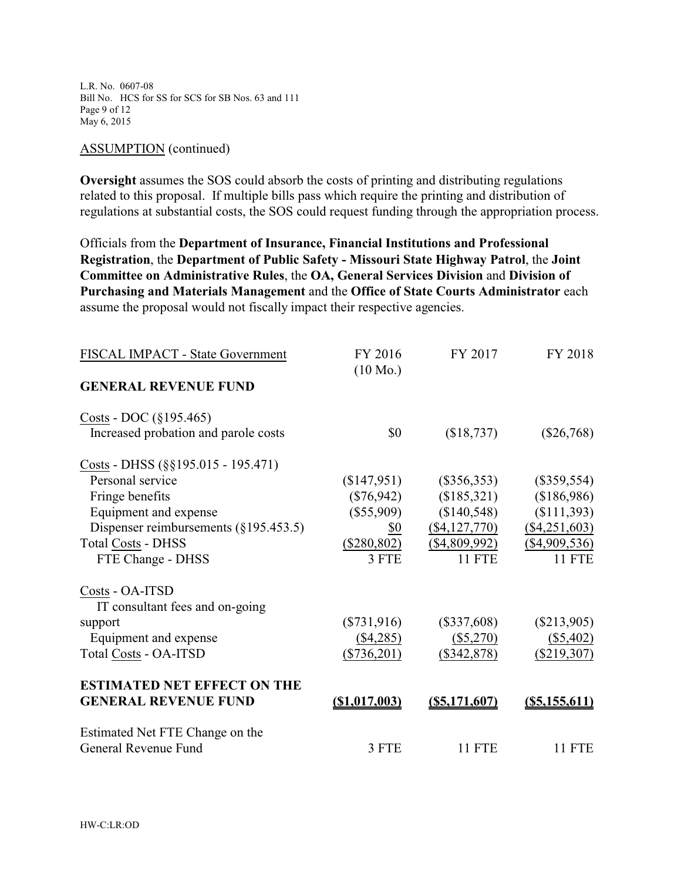ASSUMPTION (continued)

**Oversight** assumes the SOS could absorb the costs of printing and distributing regulations related to this proposal. If multiple bills pass which require the printing and distribution of regulations at substantial costs, the SOS could request funding through the appropriation process.

Officials from the **Department of Insurance, Financial Institutions and Professional Registration**, the **Department of Public Safety - Missouri State Highway Patrol**, the **Joint Committee on Administrative Rules**, the **OA, General Services Division** and **Division of Purchasing and Materials Management** and the **Office of State Courts Administrator** each assume the proposal would not fiscally impact their respective agencies.

| FISCAL IMPACT - State Government | FY 2016 (10 Mo.) | FY 2017 | FY 2018 |
|---|---|---|---|
| **GENERAL REVENUE FUND** | | | |
| Costs - DOC (§195.465) | | | |
| Increased probation and parole costs | $0 | ($18,737) | ($26,768) |
| Costs - DHSS (§§195.015 - 195.471) | | | |
| Personal service | ($147,951) | ($356,353) | ($359,554) |
| Fringe benefits | ($76,942) | ($185,321) | ($186,986) |
| Equipment and expense | ($55,909) | ($140,548) | ($111,393) |
| Dispenser reimbursements (§195.453.5) | $0 | ($4,127,770) | ($4,251,603) |
| Total Costs - DHSS | ($280,802) | ($4,809,992) | ($4,909,536) |
| FTE Change - DHSS | 3 FTE | 11 FTE | 11 FTE |
| Costs - OA-ITSD | | | |
| IT consultant fees and on-going support | ($731,916) | ($337,608) | ($213,905) |
| Equipment and expense | ($4,285) | ($5,270) | ($5,402) |
| Total Costs - OA-ITSD | ($736,201) | ($342,878) | ($219,307) |
| **ESTIMATED NET EFFECT ON THE GENERAL REVENUE FUND** | **($1,017,003)** | **($5,171,607)** | **($5,155,611)** |
| Estimated Net FTE Change on the General Revenue Fund | 3 FTE | 11 FTE | 11 FTE |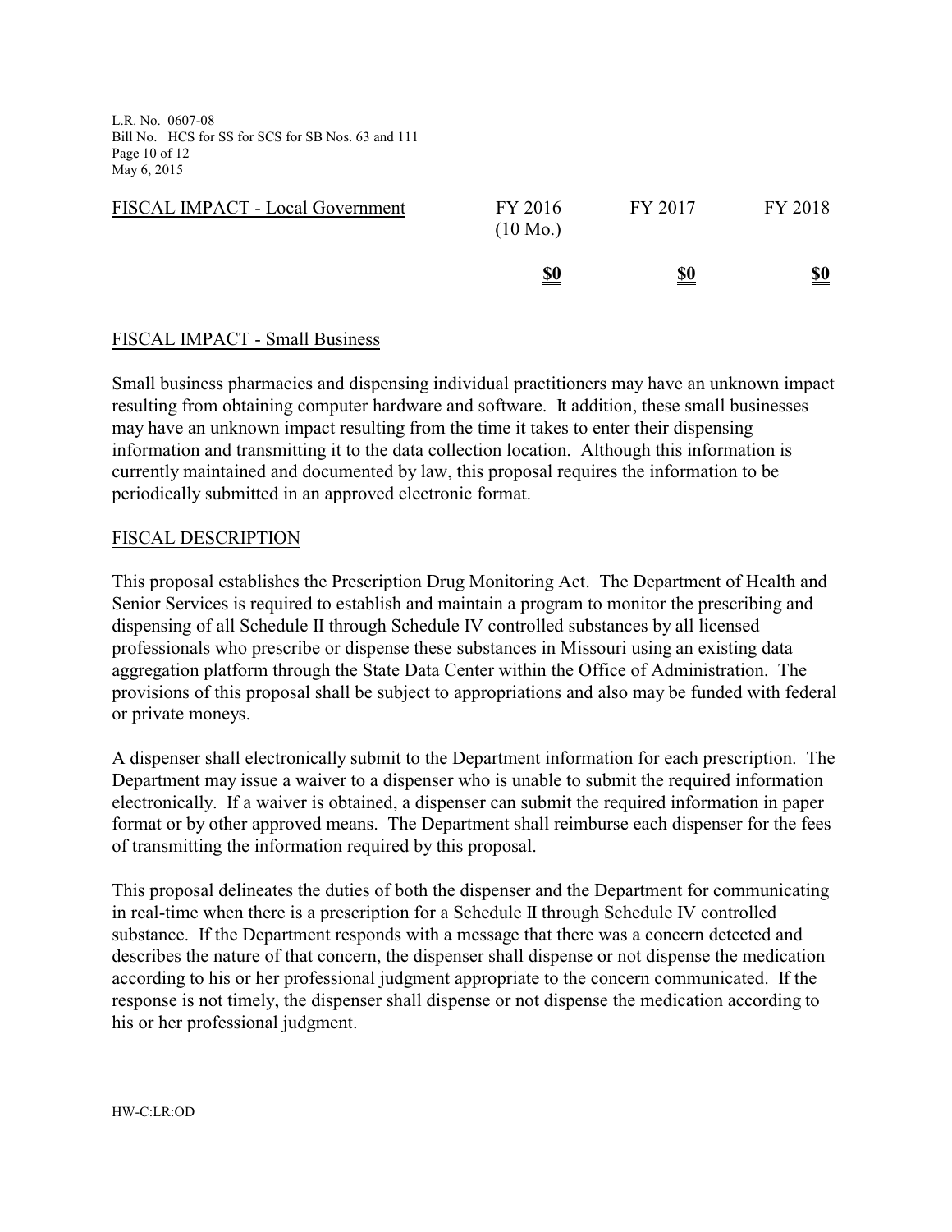| FISCAL IMPACT - Local Government | FY 2016 (10 Mo.) | FY 2017 | FY 2018 |
| --- | --- | --- | --- |
| | **$0** | **$0** | **$0** |

## FISCAL IMPACT - Small Business

Small business pharmacies and dispensing individual practitioners may have an unknown impact resulting from obtaining computer hardware and software. It addition, these small businesses may have an unknown impact resulting from the time it takes to enter their dispensing information and transmitting it to the data collection location. Although this information is currently maintained and documented by law, this proposal requires the information to be periodically submitted in an approved electronic format.

## FISCAL DESCRIPTION

This proposal establishes the Prescription Drug Monitoring Act. The Department of Health and Senior Services is required to establish and maintain a program to monitor the prescribing and dispensing of all Schedule II through Schedule IV controlled substances by all licensed professionals who prescribe or dispense these substances in Missouri using an existing data aggregation platform through the State Data Center within the Office of Administration. The provisions of this proposal shall be subject to appropriations and also may be funded with federal or private moneys.

A dispenser shall electronically submit to the Department information for each prescription. The Department may issue a waiver to a dispenser who is unable to submit the required information electronically. If a waiver is obtained, a dispenser can submit the required information in paper format or by other approved means. The Department shall reimburse each dispenser for the fees of transmitting the information required by this proposal.

This proposal delineates the duties of both the dispenser and the Department for communicating in real-time when there is a prescription for a Schedule II through Schedule IV controlled substance. If the Department responds with a message that there was a concern detected and describes the nature of that concern, the dispenser shall dispense or not dispense the medication according to his or her professional judgment appropriate to the concern communicated. If the response is not timely, the dispenser shall dispense or not dispense the medication according to his or her professional judgment.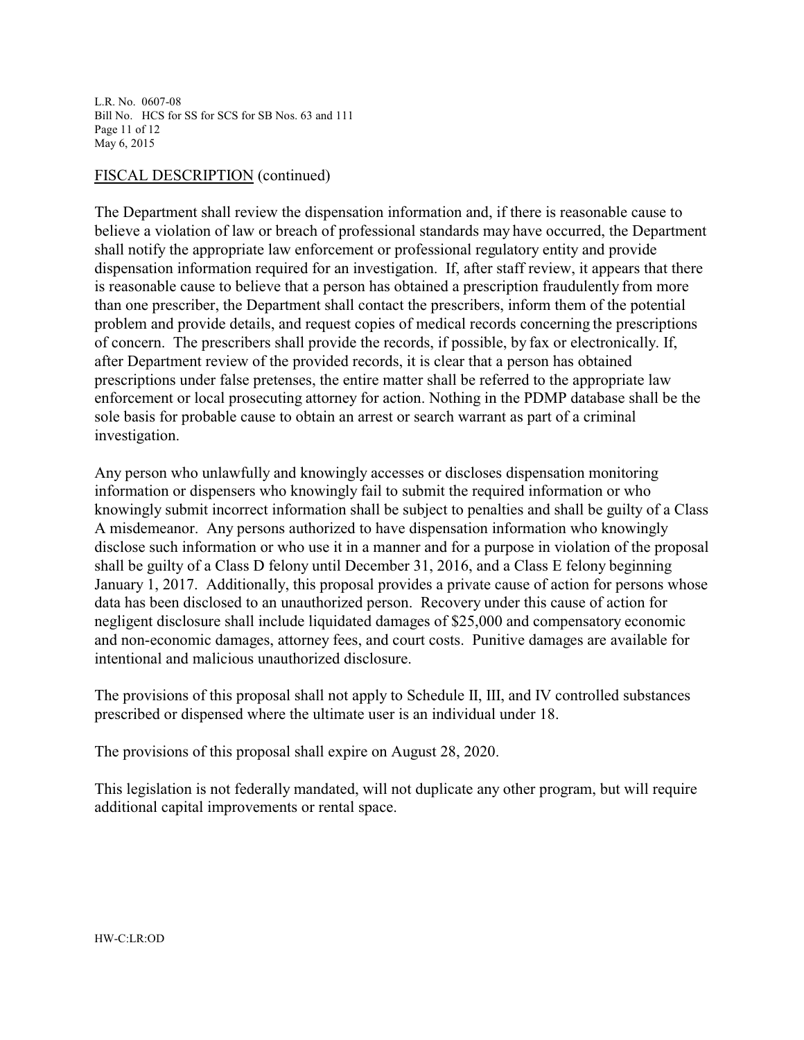FISCAL DESCRIPTION (continued)

The Department shall review the dispensation information and, if there is reasonable cause to believe a violation of law or breach of professional standards may have occurred, the Department shall notify the appropriate law enforcement or professional regulatory entity and provide dispensation information required for an investigation. If, after staff review, it appears that there is reasonable cause to believe that a person has obtained a prescription fraudulently from more than one prescriber, the Department shall contact the prescribers, inform them of the potential problem and provide details, and request copies of medical records concerning the prescriptions of concern. The prescribers shall provide the records, if possible, by fax or electronically. If, after Department review of the provided records, it is clear that a person has obtained prescriptions under false pretenses, the entire matter shall be referred to the appropriate law enforcement or local prosecuting attorney for action. Nothing in the PDMP database shall be the sole basis for probable cause to obtain an arrest or search warrant as part of a criminal investigation.

Any person who unlawfully and knowingly accesses or discloses dispensation monitoring information or dispensers who knowingly fail to submit the required information or who knowingly submit incorrect information shall be subject to penalties and shall be guilty of a Class A misdemeanor. Any persons authorized to have dispensation information who knowingly disclose such information or who use it in a manner and for a purpose in violation of the proposal shall be guilty of a Class D felony until December 31, 2016, and a Class E felony beginning January 1, 2017. Additionally, this proposal provides a private cause of action for persons whose data has been disclosed to an unauthorized person. Recovery under this cause of action for negligent disclosure shall include liquidated damages of $25,000 and compensatory economic and non-economic damages, attorney fees, and court costs. Punitive damages are available for intentional and malicious unauthorized disclosure.

The provisions of this proposal shall not apply to Schedule II, III, and IV controlled substances prescribed or dispensed where the ultimate user is an individual under 18.

The provisions of this proposal shall expire on August 28, 2020.

This legislation is not federally mandated, will not duplicate any other program, but will require additional capital improvements or rental space.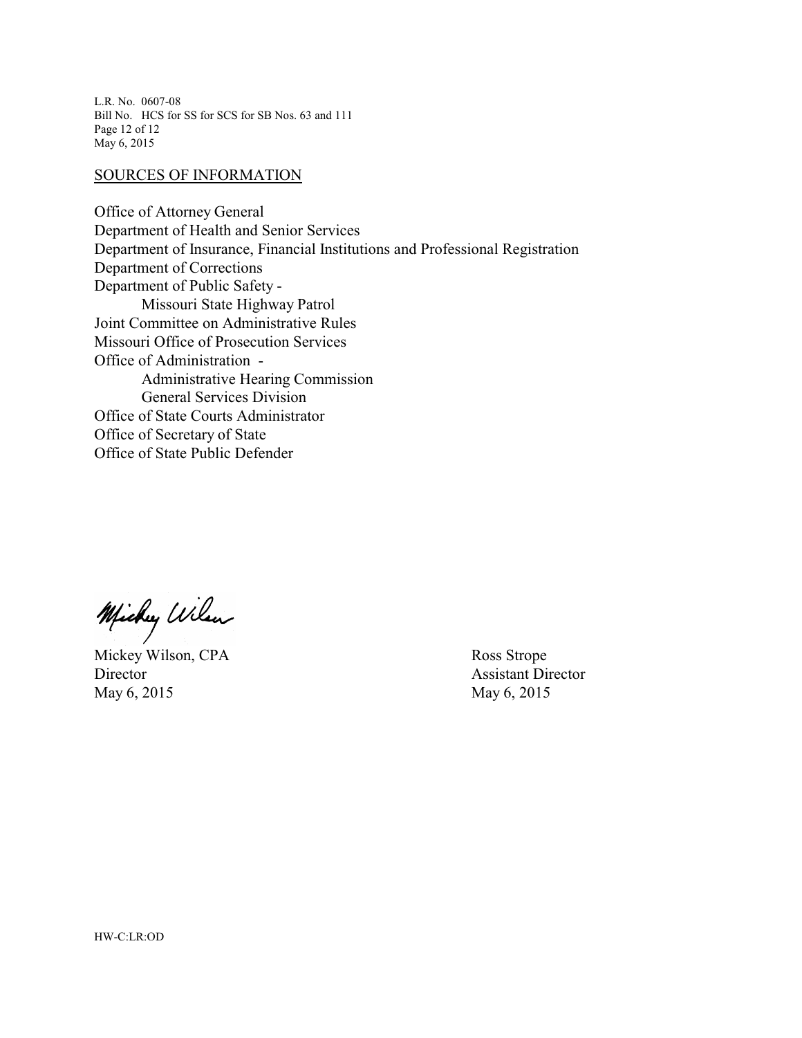## SOURCES OF INFORMATION

Office of Attorney General
Department of Health and Senior Services
Department of Insurance, Financial Institutions and Professional Registration
Department of Corrections
Department of Public Safety -
    Missouri State Highway Patrol
Joint Committee on Administrative Rules
Missouri Office of Prosecution Services
Office of Administration -
    Administrative Hearing Commission
    General Services Division
Office of State Courts Administrator
Office of Secretary of State
Office of State Public Defender

| | |
|---|---|
| Mickey Wilson, CPA | Ross Strope |
| Director | Assistant Director |
| May 6, 2015 | May 6, 2015 |

HW-C:LR:OD